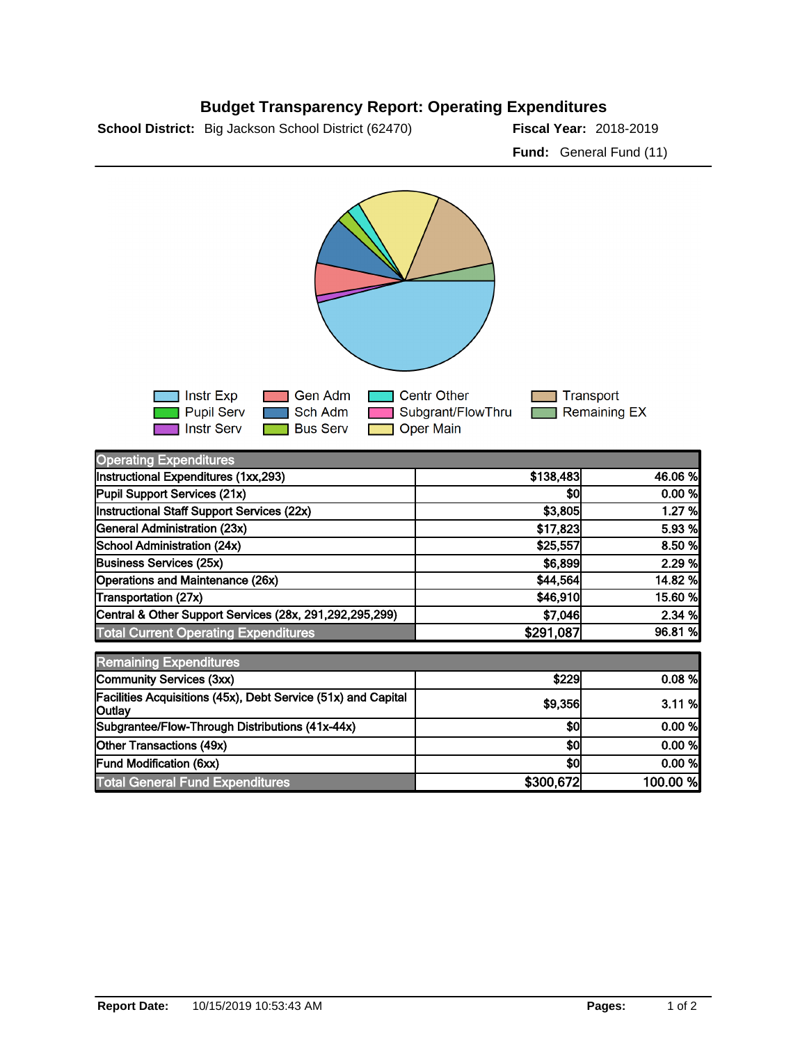# Budget Transparency Report: Operating Expenditures

**School District:** Big Jackson School District (62470)

**Fiscal Year:** 2018-2019

**Fund:** General Fund (11)

Instr Exp, Pupil Serv, Instr Serv, Gen Adm, Sch Adm, Bus Serv, Centr Other, Subgrant/FlowThru, Oper Main, Transport, Remaining EX

| Operating Expenditures | | |
|---|---|---|
| Instructional Expenditures (1xx,293) | $138,483 | 46.06 % |
| Pupil Support Services (21x) | $0 | 0.00 % |
| Instructional Staff Support Services (22x) | $3,805 | 1.27 % |
| General Administration (23x) | $17,823 | 5.93 % |
| School Administration (24x) | $25,557 | 8.50 % |
| Business Services (25x) | $6,899 | 2.29 % |
| Operations and Maintenance (26x) | $44,564 | 14.82 % |
| Transportation (27x) | $46,910 | 15.60 % |
| Central & Other Support Services (28x, 291,292,295,299) | $7,046 | 2.34 % |
| Total Current Operating Expenditures | $291,087 | 96.81 % |

| Remaining Expenditures | | |
|---|---|---|
| Community Services (3xx) | $229 | 0.08 % |
| Facilities Acquisitions (45x), Debt Service (51x) and Capital Outlay | $9,356 | 3.11 % |
| Subgrantee/Flow-Through Distributions (41x-44x) | $0 | 0.00 % |
| Other Transactions (49x) | $0 | 0.00 % |
| Fund Modification (6xx) | $0 | 0.00 % |
| Total General Fund Expenditures | $300,672 | 100.00 % |

**Report Date:** 10/15/2019 10:53:43 AM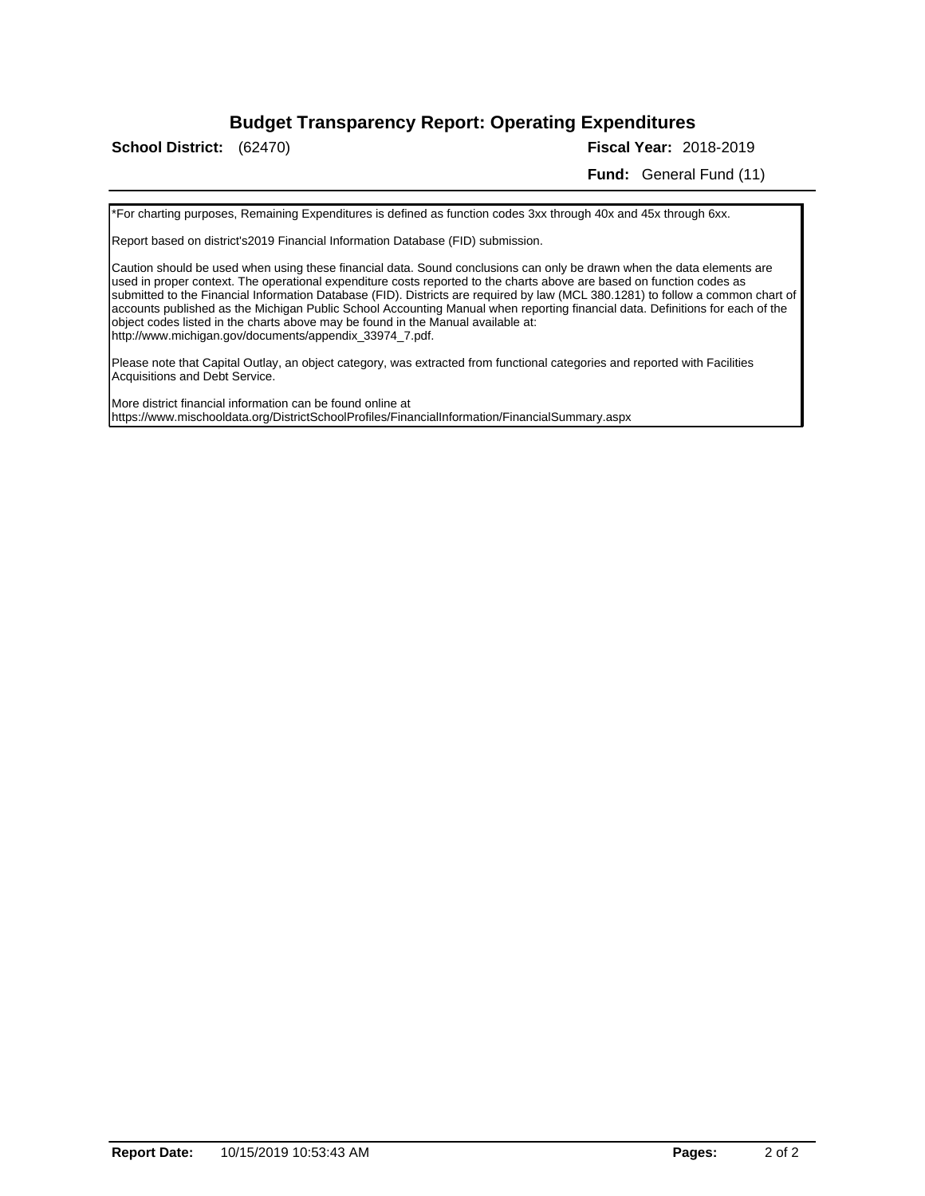# Budget Transparency Report: Operating Expenditures

**School District:** (62470)

**Fiscal Year:** 2018-2019

**Fund:** General Fund (11)

*For charting purposes, Remaining Expenditures is defined as function codes 3xx through 40x and 45x through 6xx.

Report based on district's2019 Financial Information Database (FID) submission.

Caution should be used when using these financial data. Sound conclusions can only be drawn when the data elements are used in proper context. The operational expenditure costs reported to the charts above are based on function codes as submitted to the Financial Information Database (FID). Districts are required by law (MCL 380.1281) to follow a common chart of accounts published as the Michigan Public School Accounting Manual when reporting financial data. Definitions for each of the object codes listed in the charts above may be found in the Manual available at: http://www.michigan.gov/documents/appendix_33974_7.pdf.

Please note that Capital Outlay, an object category, was extracted from functional categories and reported with Facilities Acquisitions and Debt Service.

More district financial information can be found online at https://www.mischooldata.org/DistrictSchoolProfiles/FinancialInformation/FinancialSummary.aspx

**Report Date:** 10/15/2019 10:53:43 AM